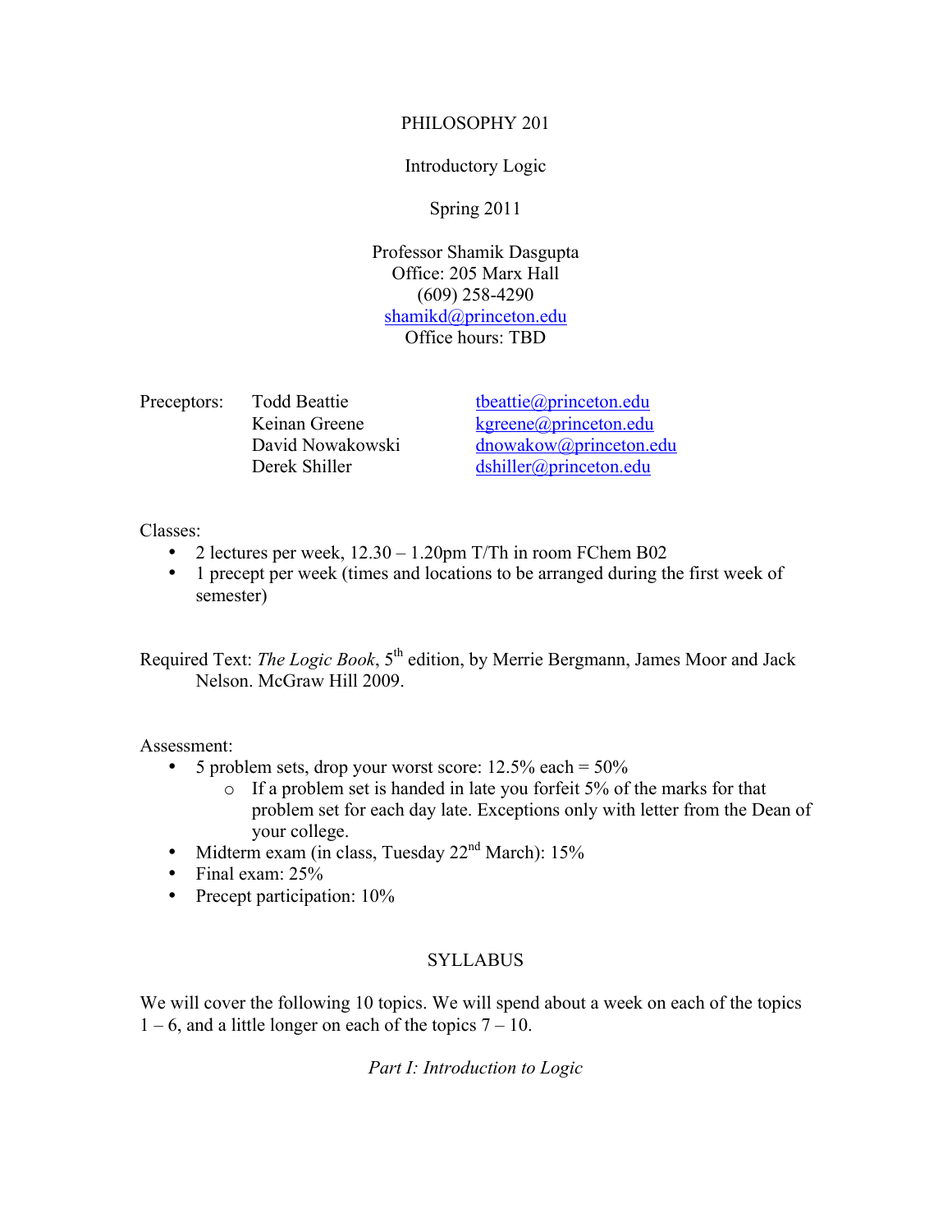# PHILOSOPHY 201

## Introductory Logic

### Spring 2011

Professor Shamik Dasgupta
Office: 205 Marx Hall
(609) 258-4290
shamikd@princeton.edu
Office hours: TBD

| Preceptors: | | |
|---|---|---|
| | Todd Beattie | tbeattie@princeton.edu |
| | Keinan Greene | kgreene@princeton.edu |
| | David Nowakowski | dnowakow@princeton.edu |
| | Derek Shiller | dshiller@princeton.edu |

Classes:

- 2 lectures per week, 12.30 – 1.20pm T/Th in room FChem B02
- 1 precept per week (times and locations to be arranged during the first week of semester)

Required Text: *The Logic Book*, 5th edition, by Merrie Bergmann, James Moor and Jack Nelson. McGraw Hill 2009.

Assessment:

- 5 problem sets, drop your worst score: 12.5% each = 50%
  - If a problem set is handed in late you forfeit 5% of the marks for that problem set for each day late. Exceptions only with letter from the Dean of your college.
- Midterm exam (in class, Tuesday 22nd March): 15%
- Final exam: 25%
- Precept participation: 10%

## SYLLABUS

We will cover the following 10 topics. We will spend about a week on each of the topics 1 – 6, and a little longer on each of the topics 7 – 10.

*Part I: Introduction to Logic*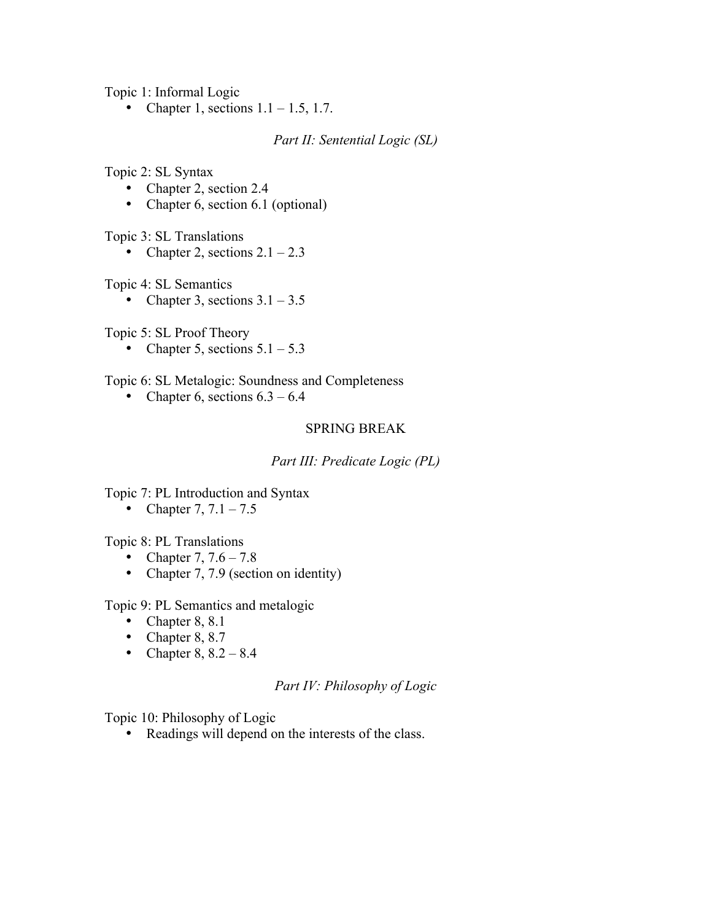Topic 1: Informal Logic

- Chapter 1, sections 1.1 – 1.5, 1.7.

*Part II: Sentential Logic (SL)*

Topic 2: SL Syntax

- Chapter 2, section 2.4
- Chapter 6, section 6.1 (optional)

Topic 3: SL Translations

- Chapter 2, sections 2.1 – 2.3

Topic 4: SL Semantics

- Chapter 3, sections 3.1 – 3.5

Topic 5: SL Proof Theory

- Chapter 5, sections 5.1 – 5.3

Topic 6: SL Metalogic: Soundness and Completeness

- Chapter 6, sections 6.3 – 6.4

SPRING BREAK

*Part III: Predicate Logic (PL)*

Topic 7: PL Introduction and Syntax

- Chapter 7, 7.1 – 7.5

Topic 8: PL Translations

- Chapter 7, 7.6 – 7.8
- Chapter 7, 7.9 (section on identity)

Topic 9: PL Semantics and metalogic

- Chapter 8, 8.1
- Chapter 8, 8.7
- Chapter 8, 8.2 – 8.4

*Part IV: Philosophy of Logic*

Topic 10: Philosophy of Logic

- Readings will depend on the interests of the class.